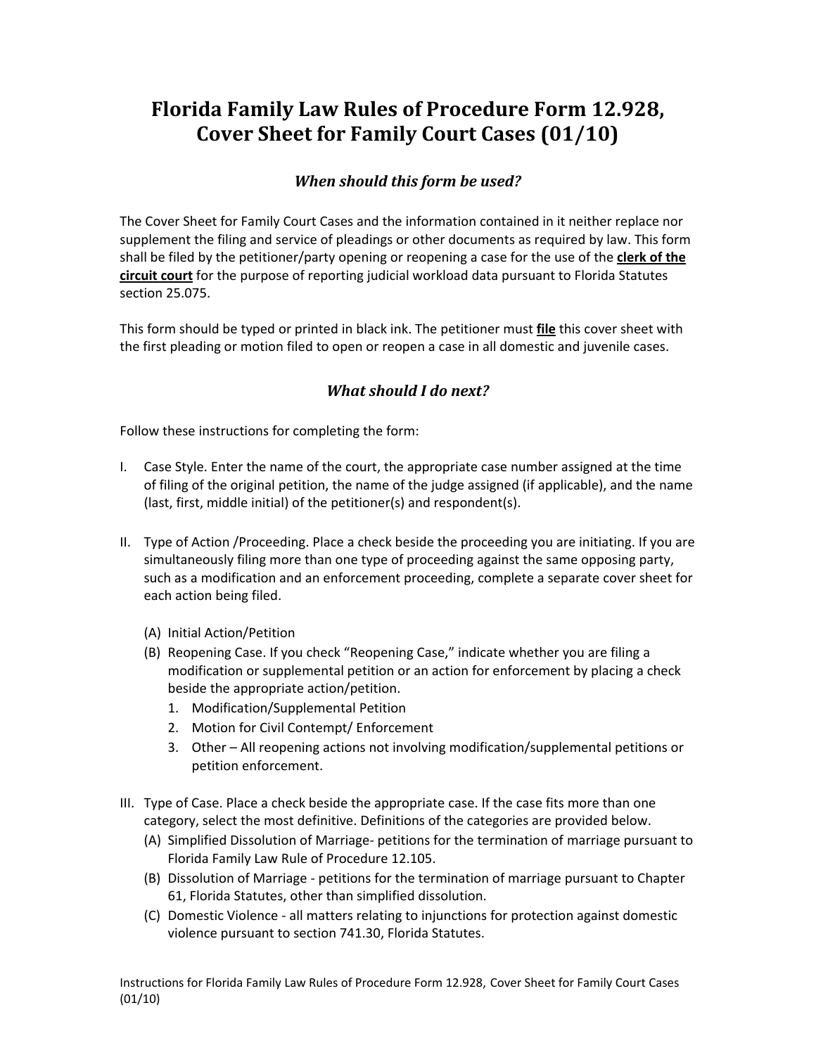# Florida Family Law Rules of Procedure Form 12.928, Cover Sheet for Family Court Cases (01/10)

## *When should this form be used?*

The Cover Sheet for Family Court Cases and the information contained in it neither replace nor supplement the filing and service of pleadings or other documents as required by law. This form shall be filed by the petitioner/party opening or reopening a case for the use of the **clerk of the circuit court** for the purpose of reporting judicial workload data pursuant to Florida Statutes section 25.075.

This form should be typed or printed in black ink. The petitioner must **file** this cover sheet with the first pleading or motion filed to open or reopen a case in all domestic and juvenile cases.

## *What should I do next?*

Follow these instructions for completing the form:

I. Case Style. Enter the name of the court, the appropriate case number assigned at the time of filing of the original petition, the name of the judge assigned (if applicable), and the name (last, first, middle initial) of the petitioner(s) and respondent(s).

II. Type of Action /Proceeding. Place a check beside the proceeding you are initiating. If you are simultaneously filing more than one type of proceeding against the same opposing party, such as a modification and an enforcement proceeding, complete a separate cover sheet for each action being filed.

   (A) Initial Action/Petition
   (B) Reopening Case. If you check "Reopening Case," indicate whether you are filing a modification or supplemental petition or an action for enforcement by placing a check beside the appropriate action/petition.
      1. Modification/Supplemental Petition
      2. Motion for Civil Contempt/ Enforcement
      3. Other – All reopening actions not involving modification/supplemental petitions or petition enforcement.

III. Type of Case. Place a check beside the appropriate case. If the case fits more than one category, select the most definitive. Definitions of the categories are provided below.

   (A) Simplified Dissolution of Marriage- petitions for the termination of marriage pursuant to Florida Family Law Rule of Procedure 12.105.
   (B) Dissolution of Marriage - petitions for the termination of marriage pursuant to Chapter 61, Florida Statutes, other than simplified dissolution.
   (C) Domestic Violence - all matters relating to injunctions for protection against domestic violence pursuant to section 741.30, Florida Statutes.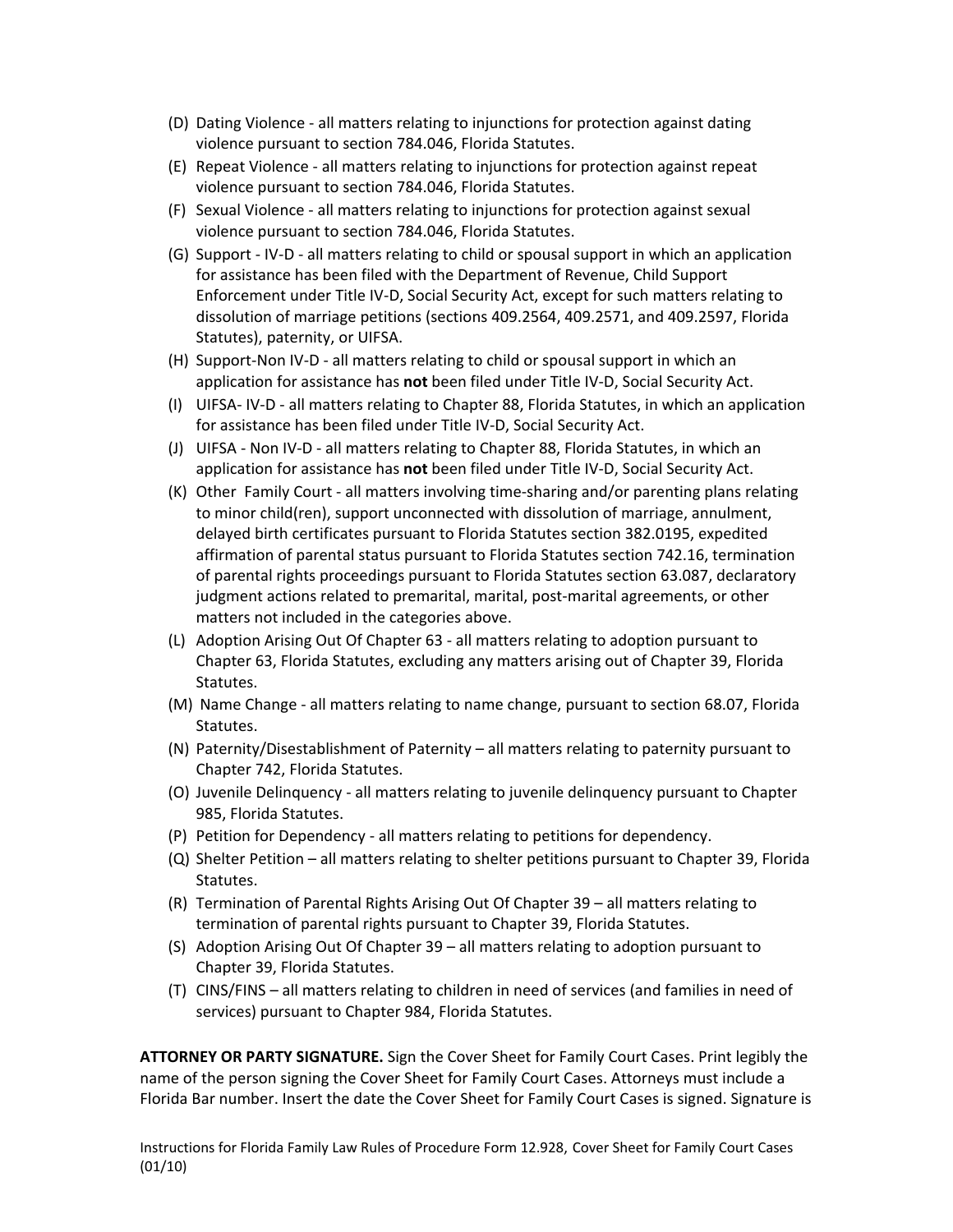(D) Dating Violence - all matters relating to injunctions for protection against dating violence pursuant to section 784.046, Florida Statutes.

(E) Repeat Violence - all matters relating to injunctions for protection against repeat violence pursuant to section 784.046, Florida Statutes.

(F) Sexual Violence - all matters relating to injunctions for protection against sexual violence pursuant to section 784.046, Florida Statutes.

(G) Support - IV-D - all matters relating to child or spousal support in which an application for assistance has been filed with the Department of Revenue, Child Support Enforcement under Title IV-D, Social Security Act, except for such matters relating to dissolution of marriage petitions (sections 409.2564, 409.2571, and 409.2597, Florida Statutes), paternity, or UIFSA.

(H) Support-Non IV-D - all matters relating to child or spousal support in which an application for assistance has **not** been filed under Title IV-D, Social Security Act.

(I) UIFSA- IV-D - all matters relating to Chapter 88, Florida Statutes, in which an application for assistance has been filed under Title IV-D, Social Security Act.

(J) UIFSA - Non IV-D - all matters relating to Chapter 88, Florida Statutes, in which an application for assistance has **not** been filed under Title IV-D, Social Security Act.

(K) Other Family Court - all matters involving time-sharing and/or parenting plans relating to minor child(ren), support unconnected with dissolution of marriage, annulment, delayed birth certificates pursuant to Florida Statutes section 382.0195, expedited affirmation of parental status pursuant to Florida Statutes section 742.16, termination of parental rights proceedings pursuant to Florida Statutes section 63.087, declaratory judgment actions related to premarital, marital, post-marital agreements, or other matters not included in the categories above.

(L) Adoption Arising Out Of Chapter 63 - all matters relating to adoption pursuant to Chapter 63, Florida Statutes, excluding any matters arising out of Chapter 39, Florida Statutes.

(M) Name Change - all matters relating to name change, pursuant to section 68.07, Florida Statutes.

(N) Paternity/Disestablishment of Paternity – all matters relating to paternity pursuant to Chapter 742, Florida Statutes.

(O) Juvenile Delinquency - all matters relating to juvenile delinquency pursuant to Chapter 985, Florida Statutes.

(P) Petition for Dependency - all matters relating to petitions for dependency.

(Q) Shelter Petition – all matters relating to shelter petitions pursuant to Chapter 39, Florida Statutes.

(R) Termination of Parental Rights Arising Out Of Chapter 39 – all matters relating to termination of parental rights pursuant to Chapter 39, Florida Statutes.

(S) Adoption Arising Out Of Chapter 39 – all matters relating to adoption pursuant to Chapter 39, Florida Statutes.

(T) CINS/FINS – all matters relating to children in need of services (and families in need of services) pursuant to Chapter 984, Florida Statutes.

**ATTORNEY OR PARTY SIGNATURE.** Sign the Cover Sheet for Family Court Cases. Print legibly the name of the person signing the Cover Sheet for Family Court Cases. Attorneys must include a Florida Bar number. Insert the date the Cover Sheet for Family Court Cases is signed. Signature is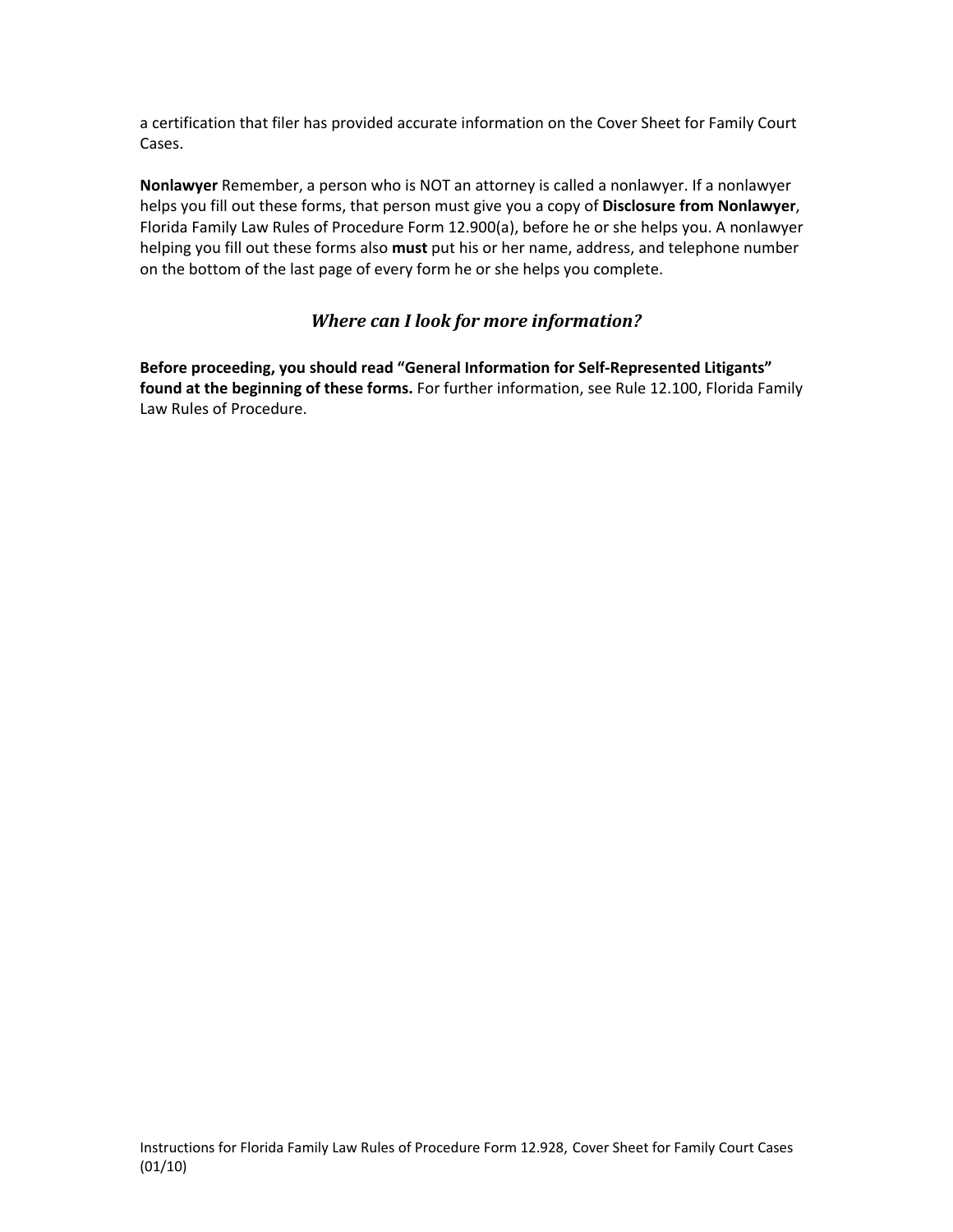a certification that filer has provided accurate information on the Cover Sheet for Family Court Cases.

**Nonlawyer** Remember, a person who is NOT an attorney is called a nonlawyer. If a nonlawyer helps you fill out these forms, that person must give you a copy of **Disclosure from Nonlawyer**, Florida Family Law Rules of Procedure Form 12.900(a), before he or she helps you. A nonlawyer helping you fill out these forms also **must** put his or her name, address, and telephone number on the bottom of the last page of every form he or she helps you complete.

### *Where can I look for more information?*

**Before proceeding, you should read "General Information for Self-Represented Litigants" found at the beginning of these forms.** For further information, see Rule 12.100, Florida Family Law Rules of Procedure.